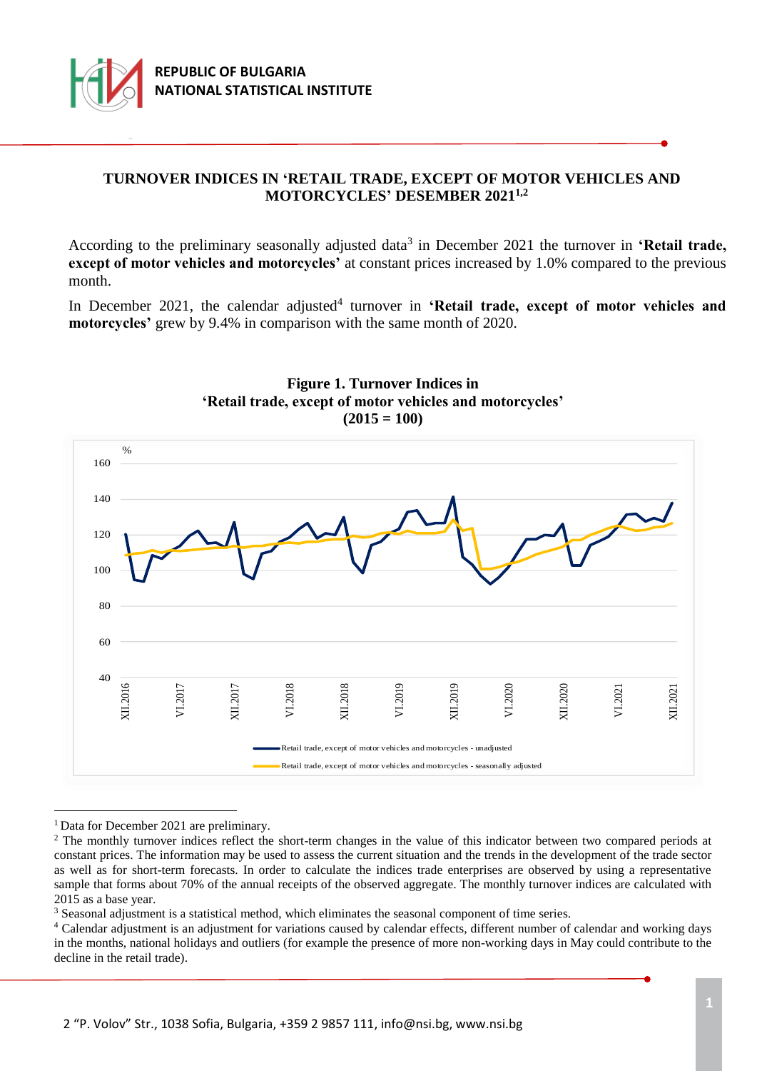REPUBLIC OF BULGARIA
NATIONAL STATISTICAL INSTITUTE

# TURNOVER INDICES IN 'RETAIL TRADE, EXCEPT OF MOTOR VEHICLES AND MOTORCYCLES' DESEMBER 2021[1,2]

According to the preliminary seasonally adjusted data[3] in December 2021 the turnover in **'Retail trade, except of motor vehicles and motorcycles'** at constant prices increased by 1.0% compared to the previous month.

In December 2021, the calendar adjusted[4] turnover in **'Retail trade, except of motor vehicles and motorcycles'** grew by 9.4% in comparison with the same month of 2020.

**Figure 1. Turnover Indices in 'Retail trade, except of motor vehicles and motorcycles' (2015 = 100)**

---

[1] Data for December 2021 are preliminary.

[2] The monthly turnover indices reflect the short-term changes in the value of this indicator between two compared periods at constant prices. The information may be used to assess the current situation and the trends in the development of the trade sector as well as for short-term forecasts. In order to calculate the indices trade enterprises are observed by using a representative sample that forms about 70% of the annual receipts of the observed aggregate. The monthly turnover indices are calculated with 2015 as a base year.

[3] Seasonal adjustment is a statistical method, which eliminates the seasonal component of time series.

[4] Calendar adjustment is an adjustment for variations caused by calendar effects, different number of calendar and working days in the months, national holidays and outliers (for example the presence of more non-working days in May could contribute to the decline in the retail trade).

2 "P. Volov" Str., 1038 Sofia, Bulgaria, +359 2 9857 111, info@nsi.bg, www.nsi.bg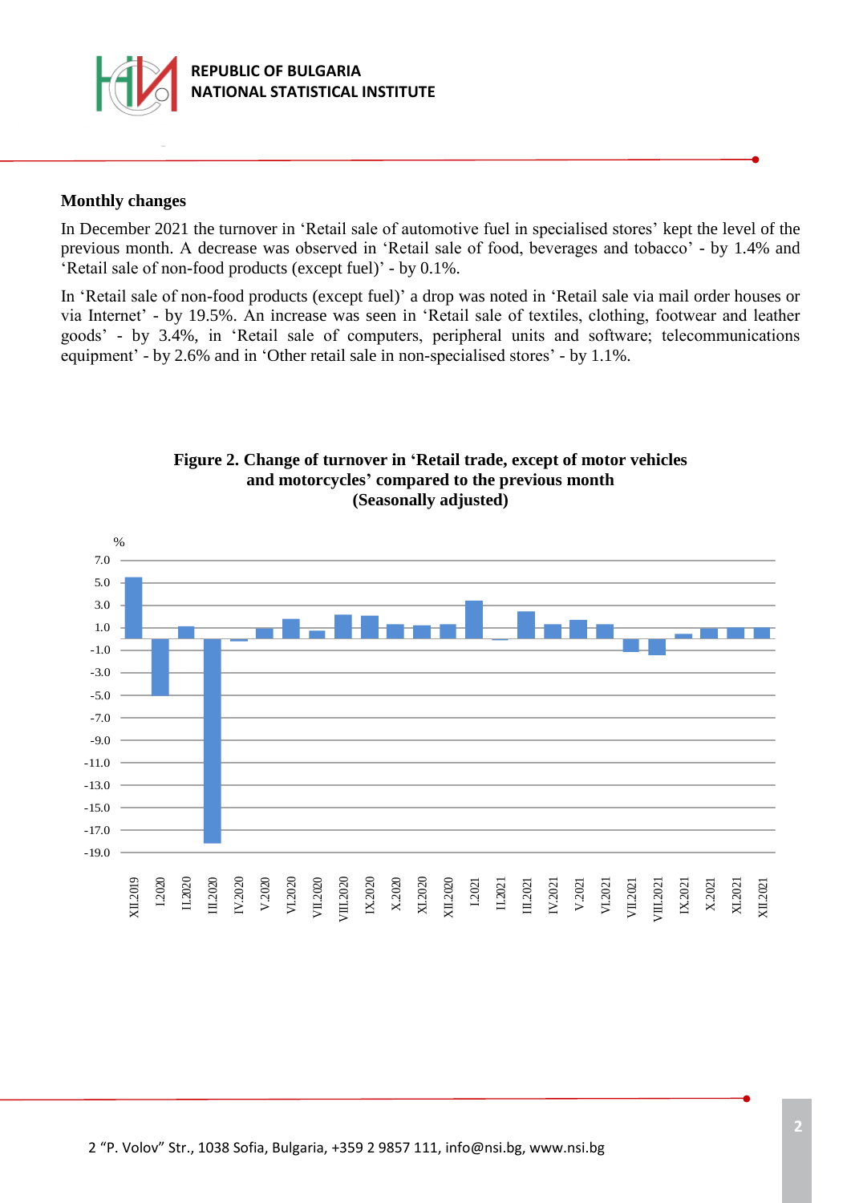## Monthly changes

In December 2021 the turnover in 'Retail sale of automotive fuel in specialised stores' kept the level of the previous month. A decrease was observed in 'Retail sale of food, beverages and tobacco' - by 1.4% and 'Retail sale of non-food products (except fuel)' - by 0.1%.

In 'Retail sale of non-food products (except fuel)' a drop was noted in 'Retail sale via mail order houses or via Internet' - by 19.5%. An increase was seen in 'Retail sale of textiles, clothing, footwear and leather goods' - by 3.4%, in 'Retail sale of computers, peripheral units and software; telecommunications equipment' - by 2.6% and in 'Other retail sale in non-specialised stores' - by 1.1%.

**Figure 2. Change of turnover in 'Retail trade, except of motor vehicles and motorcycles' compared to the previous month (Seasonally adjusted)**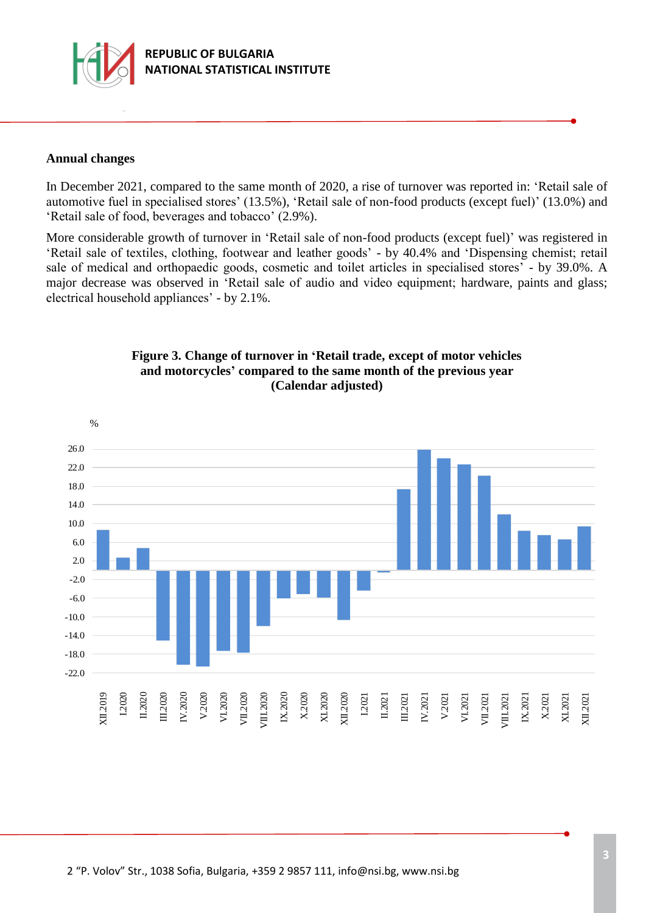### Annual changes

In December 2021, compared to the same month of 2020, a rise of turnover was reported in: 'Retail sale of automotive fuel in specialised stores' (13.5%), 'Retail sale of non-food products (except fuel)' (13.0%) and 'Retail sale of food, beverages and tobacco' (2.9%).

More considerable growth of turnover in 'Retail sale of non-food products (except fuel)' was registered in 'Retail sale of textiles, clothing, footwear and leather goods' - by 40.4% and 'Dispensing chemist; retail sale of medical and orthopaedic goods, cosmetic and toilet articles in specialised stores' - by 39.0%. A major decrease was observed in 'Retail sale of audio and video equipment; hardware, paints and glass; electrical household appliances' - by 2.1%.

**Figure 3. Change of turnover in 'Retail trade, except of motor vehicles and motorcycles' compared to the same month of the previous year (Calendar adjusted)**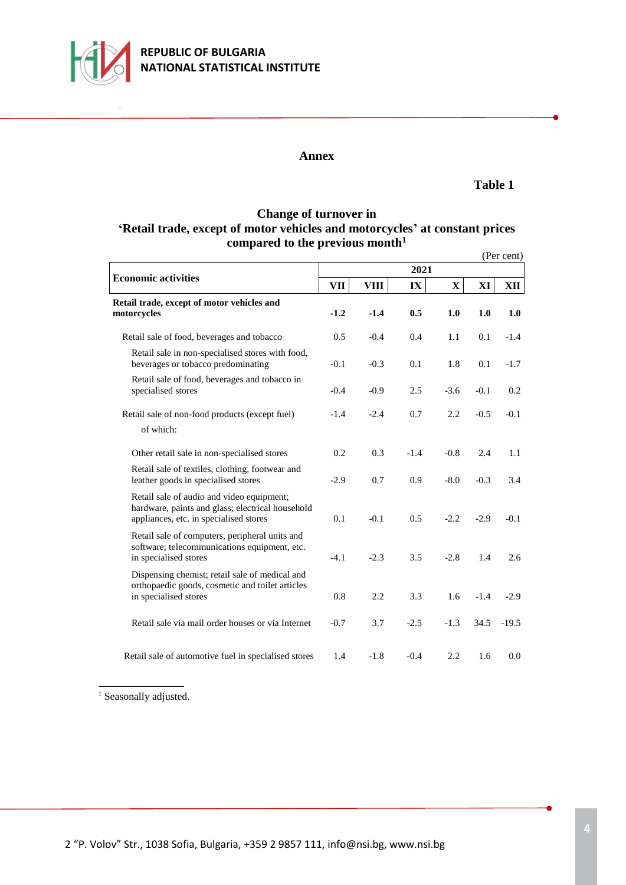## Annex

**Table 1**

### Change of turnover in 'Retail trade, except of motor vehicles and motorcycles' at constant prices compared to the previous month[1]

(Per cent)

| Economic activities | 2021 | | | | | |
|---|---|---|---|---|---|---|
| | VII | VIII | IX | X | XI | XII |
| **Retail trade, except of motor vehicles and motorcycles** | **-1.2** | **-1.4** | **0.5** | **1.0** | **1.0** | **1.0** |
| Retail sale of food, beverages and tobacco | 0.5 | -0.4 | 0.4 | 1.1 | 0.1 | -1.4 |
| Retail sale in non-specialised stores with food, beverages or tobacco predominating | -0.1 | -0.3 | 0.1 | 1.8 | 0.1 | -1.7 |
| Retail sale of food, beverages and tobacco in specialised stores | -0.4 | -0.9 | 2.5 | -3.6 | -0.1 | 0.2 |
| Retail sale of non-food products (except fuel) | -1.4 | -2.4 | 0.7 | 2.2 | -0.5 | -0.1 |
| of which: | | | | | | |
| Other retail sale in non-specialised stores | 0.2 | 0.3 | -1.4 | -0.8 | 2.4 | 1.1 |
| Retail sale of textiles, clothing, footwear and leather goods in specialised stores | -2.9 | 0.7 | 0.9 | -8.0 | -0.3 | 3.4 |
| Retail sale of audio and video equipment; hardware, paints and glass; electrical household appliances, etc. in specialised stores | 0.1 | -0.1 | 0.5 | -2.2 | -2.9 | -0.1 |
| Retail sale of computers, peripheral units and software; telecommunications equipment, etc. in specialised stores | -4.1 | -2.3 | 3.5 | -2.8 | 1.4 | 2.6 |
| Dispensing chemist; retail sale of medical and orthopaedic goods, cosmetic and toilet articles in specialised stores | 0.8 | 2.2 | 3.3 | 1.6 | -1.4 | -2.9 |
| Retail sale via mail order houses or via Internet | -0.7 | 3.7 | -2.5 | -1.3 | 34.5 | -19.5 |
| Retail sale of automotive fuel in specialised stores | 1.4 | -1.8 | -0.4 | 2.2 | 1.6 | 0.0 |

[1] Seasonally adjusted.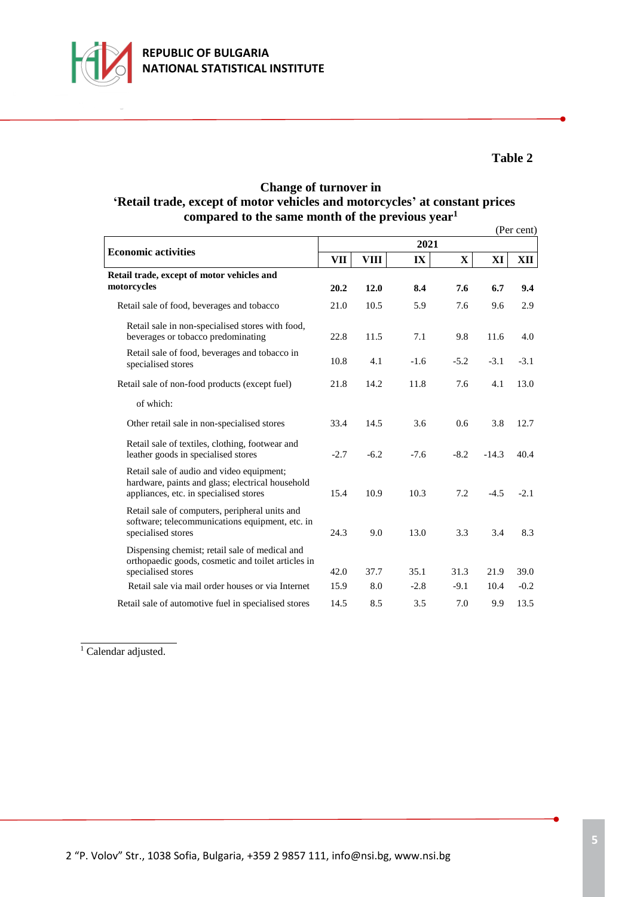**Table 2**

**Change of turnover in**
**'Retail trade, except of motor vehicles and motorcycles' at constant prices compared to the same month of the previous year[1]**

(Per cent)

| Economic activities | 2021 | | | | | |
|---|---|---|---|---|---|---|
| | VII | VIII | IX | X | XI | XII |
| **Retail trade, except of motor vehicles and motorcycles** | **20.2** | **12.0** | **8.4** | **7.6** | **6.7** | **9.4** |
| Retail sale of food, beverages and tobacco | 21.0 | 10.5 | 5.9 | 7.6 | 9.6 | 2.9 |
| Retail sale in non-specialised stores with food, beverages or tobacco predominating | 22.8 | 11.5 | 7.1 | 9.8 | 11.6 | 4.0 |
| Retail sale of food, beverages and tobacco in specialised stores | 10.8 | 4.1 | -1.6 | -5.2 | -3.1 | -3.1 |
| Retail sale of non-food products (except fuel) | 21.8 | 14.2 | 11.8 | 7.6 | 4.1 | 13.0 |
| of which: | | | | | | |
| Other retail sale in non-specialised stores | 33.4 | 14.5 | 3.6 | 0.6 | 3.8 | 12.7 |
| Retail sale of textiles, clothing, footwear and leather goods in specialised stores | -2.7 | -6.2 | -7.6 | -8.2 | -14.3 | 40.4 |
| Retail sale of audio and video equipment; hardware, paints and glass; electrical household appliances, etc. in specialised stores | 15.4 | 10.9 | 10.3 | 7.2 | -4.5 | -2.1 |
| Retail sale of computers, peripheral units and software; telecommunications equipment, etc. in specialised stores | 24.3 | 9.0 | 13.0 | 3.3 | 3.4 | 8.3 |
| Dispensing chemist; retail sale of medical and orthopaedic goods, cosmetic and toilet articles in specialised stores | 42.0 | 37.7 | 35.1 | 31.3 | 21.9 | 39.0 |
| Retail sale via mail order houses or via Internet | 15.9 | 8.0 | -2.8 | -9.1 | 10.4 | -0.2 |
| Retail sale of automotive fuel in specialised stores | 14.5 | 8.5 | 3.5 | 7.0 | 9.9 | 13.5 |

[1] Calendar adjusted.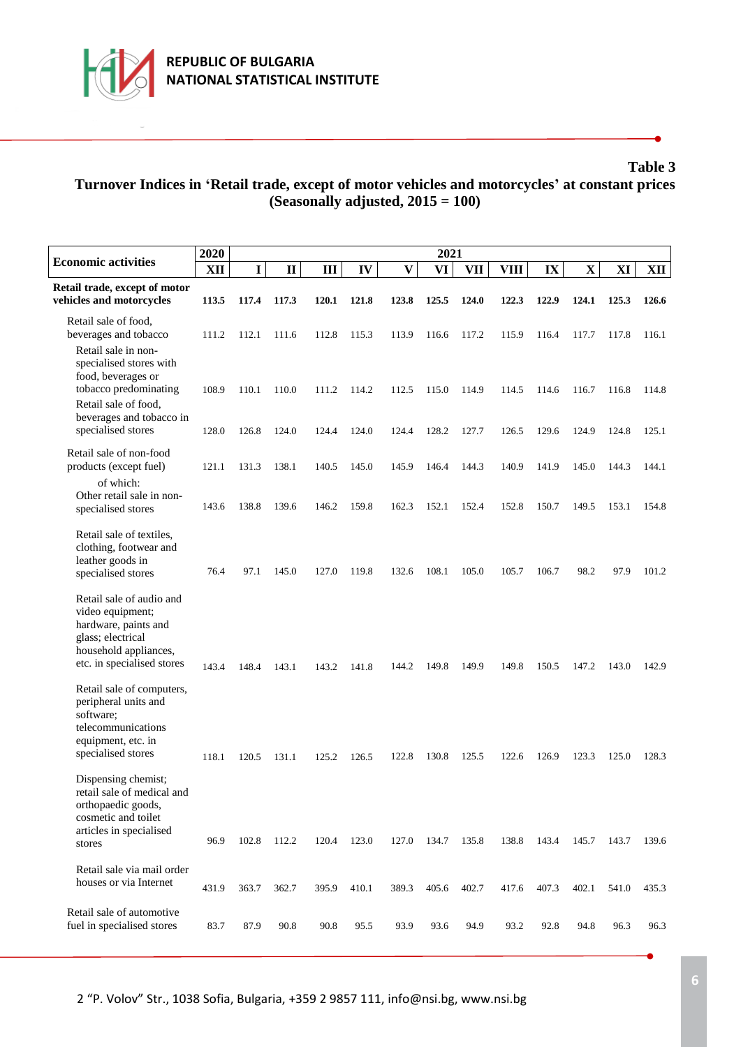**Table 3**

**Turnover Indices in 'Retail trade, except of motor vehicles and motorcycles' at constant prices (Seasonally adjusted, 2015 = 100)**

| Economic activities | 2020 | 2021 | | | | | | | | | | | |
|---|---|---|---|---|---|---|---|---|---|---|---|---|---|
| | XII | I | II | III | IV | V | VI | VII | VIII | IX | X | XI | XII |
| **Retail trade, except of motor vehicles and motorcycles** | **113.5** | **117.4** | **117.3** | **120.1** | **121.8** | **123.8** | **125.5** | **124.0** | **122.3** | **122.9** | **124.1** | **125.3** | **126.6** |
| Retail sale of food, beverages and tobacco | 111.2 | 112.1 | 111.6 | 112.8 | 115.3 | 113.9 | 116.6 | 117.2 | 115.9 | 116.4 | 117.7 | 117.8 | 116.1 |
| Retail sale in non-specialised stores with food, beverages or tobacco predominating | 108.9 | 110.1 | 110.0 | 111.2 | 114.2 | 112.5 | 115.0 | 114.9 | 114.5 | 114.6 | 116.7 | 116.8 | 114.8 |
| Retail sale of food, beverages and tobacco in specialised stores | 128.0 | 126.8 | 124.0 | 124.4 | 124.0 | 124.4 | 128.2 | 127.7 | 126.5 | 129.6 | 124.9 | 124.8 | 125.1 |
| Retail sale of non-food products (except fuel) | 121.1 | 131.3 | 138.1 | 140.5 | 145.0 | 145.9 | 146.4 | 144.3 | 140.9 | 141.9 | 145.0 | 144.3 | 144.1 |
| of which: Other retail sale in non-specialised stores | 143.6 | 138.8 | 139.6 | 146.2 | 159.8 | 162.3 | 152.1 | 152.4 | 152.8 | 150.7 | 149.5 | 153.1 | 154.8 |
| Retail sale of textiles, clothing, footwear and leather goods in specialised stores | 76.4 | 97.1 | 145.0 | 127.0 | 119.8 | 132.6 | 108.1 | 105.0 | 105.7 | 106.7 | 98.2 | 97.9 | 101.2 |
| Retail sale of audio and video equipment; hardware, paints and glass; electrical household appliances, etc. in specialised stores | 143.4 | 148.4 | 143.1 | 143.2 | 141.8 | 144.2 | 149.8 | 149.9 | 149.8 | 150.5 | 147.2 | 143.0 | 142.9 |
| Retail sale of computers, peripheral units and software; telecommunications equipment, etc. in specialised stores | 118.1 | 120.5 | 131.1 | 125.2 | 126.5 | 122.8 | 130.8 | 125.5 | 122.6 | 126.9 | 123.3 | 125.0 | 128.3 |
| Dispensing chemist; retail sale of medical and orthopaedic goods, cosmetic and toilet articles in specialised stores | 96.9 | 102.8 | 112.2 | 120.4 | 123.0 | 127.0 | 134.7 | 135.8 | 138.8 | 143.4 | 145.7 | 143.7 | 139.6 |
| Retail sale via mail order houses or via Internet | 431.9 | 363.7 | 362.7 | 395.9 | 410.1 | 389.3 | 405.6 | 402.7 | 417.6 | 407.3 | 402.1 | 541.0 | 435.3 |
| Retail sale of automotive fuel in specialised stores | 83.7 | 87.9 | 90.8 | 90.8 | 95.5 | 93.9 | 93.6 | 94.9 | 93.2 | 92.8 | 94.8 | 96.3 | 96.3 |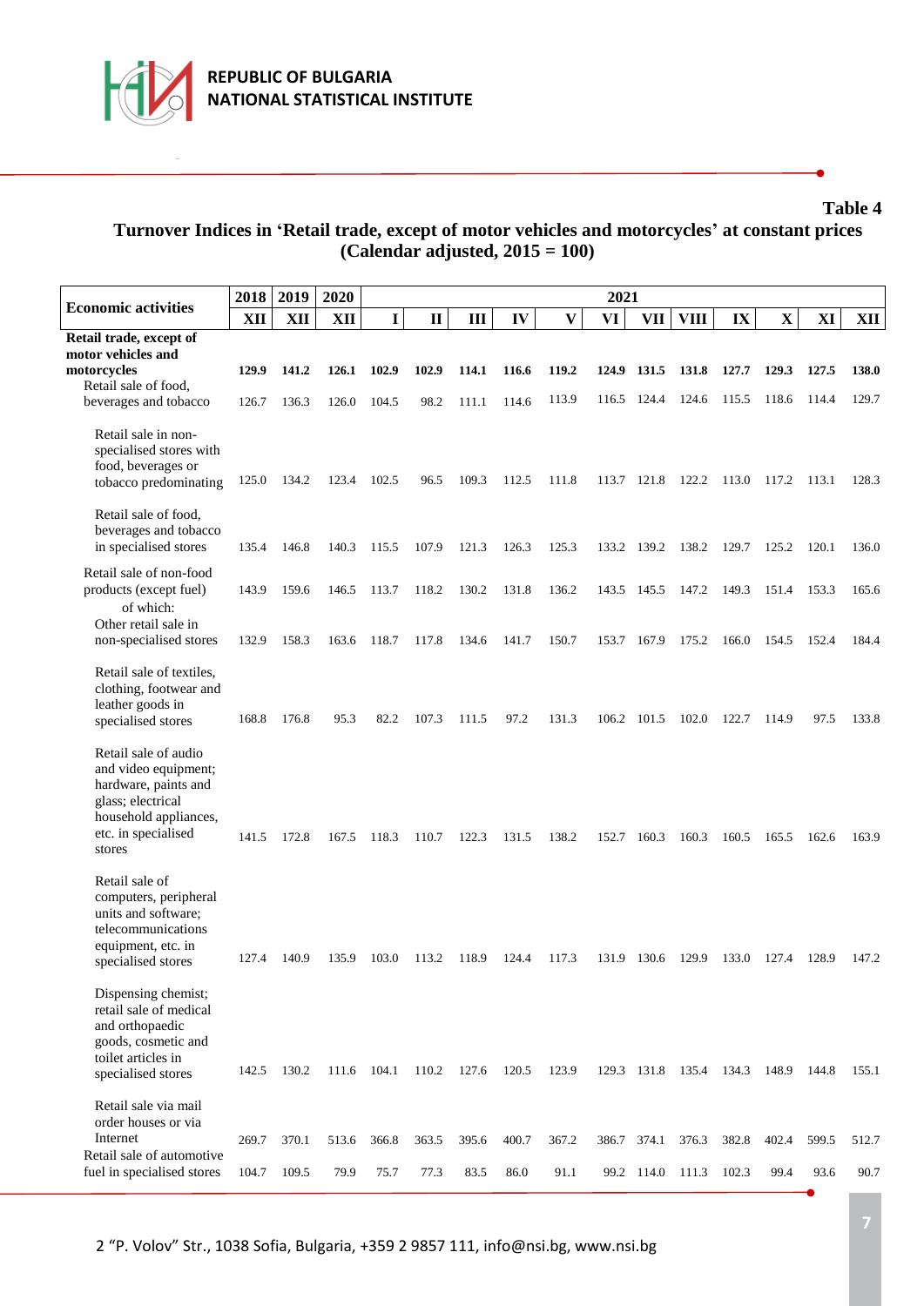**Table 4**

**Turnover Indices in 'Retail trade, except of motor vehicles and motorcycles' at constant prices (Calendar adjusted, 2015 = 100)**

| Economic activities | 2018 | 2019 | 2020 | 2021 | | | | | | | | | | | |
|---|---|---|---|---|---|---|---|---|---|---|---|---|---|---|---|
| | XII | XII | XII | I | II | III | IV | V | VI | VII | VIII | IX | X | XI | XII |
| **Retail trade, except of motor vehicles and motorcycles** | **129.9** | **141.2** | **126.1** | **102.9** | **102.9** | **114.1** | **116.6** | **119.2** | **124.9** | **131.5** | **131.8** | **127.7** | **129.3** | **127.5** | **138.0** |
| Retail sale of food, beverages and tobacco | 126.7 | 136.3 | 126.0 | 104.5 | 98.2 | 111.1 | 114.6 | 113.9 | 116.5 | 124.4 | 124.6 | 115.5 | 118.6 | 114.4 | 129.7 |
| Retail sale in non-specialised stores with food, beverages or tobacco predominating | 125.0 | 134.2 | 123.4 | 102.5 | 96.5 | 109.3 | 112.5 | 111.8 | 113.7 | 121.8 | 122.2 | 113.0 | 117.2 | 113.1 | 128.3 |
| Retail sale of food, beverages and tobacco in specialised stores | 135.4 | 146.8 | 140.3 | 115.5 | 107.9 | 121.3 | 126.3 | 125.3 | 133.2 | 139.2 | 138.2 | 129.7 | 125.2 | 120.1 | 136.0 |
| Retail sale of non-food products (except fuel) | 143.9 | 159.6 | 146.5 | 113.7 | 118.2 | 130.2 | 131.8 | 136.2 | 143.5 | 145.5 | 147.2 | 149.3 | 151.4 | 153.3 | 165.6 |
| of which: | | | | | | | | | | | | | | | |
| Other retail sale in non-specialised stores | 132.9 | 158.3 | 163.6 | 118.7 | 117.8 | 134.6 | 141.7 | 150.7 | 153.7 | 167.9 | 175.2 | 166.0 | 154.5 | 152.4 | 184.4 |
| Retail sale of textiles, clothing, footwear and leather goods in specialised stores | 168.8 | 176.8 | 95.3 | 82.2 | 107.3 | 111.5 | 97.2 | 131.3 | 106.2 | 101.5 | 102.0 | 122.7 | 114.9 | 97.5 | 133.8 |
| Retail sale of audio and video equipment; hardware, paints and glass; electrical household appliances, etc. in specialised stores | 141.5 | 172.8 | 167.5 | 118.3 | 110.7 | 122.3 | 131.5 | 138.2 | 152.7 | 160.3 | 160.3 | 160.5 | 165.5 | 162.6 | 163.9 |
| Retail sale of computers, peripheral units and software; telecommunications equipment, etc. in specialised stores | 127.4 | 140.9 | 135.9 | 103.0 | 113.2 | 118.9 | 124.4 | 117.3 | 131.9 | 130.6 | 129.9 | 133.0 | 127.4 | 128.9 | 147.2 |
| Dispensing chemist; retail sale of medical and orthopaedic goods, cosmetic and toilet articles in specialised stores | 142.5 | 130.2 | 111.6 | 104.1 | 110.2 | 127.6 | 120.5 | 123.9 | 129.3 | 131.8 | 135.4 | 134.3 | 148.9 | 144.8 | 155.1 |
| Retail sale via mail order houses or via Internet | 269.7 | 370.1 | 513.6 | 366.8 | 363.5 | 395.6 | 400.7 | 367.2 | 386.7 | 374.1 | 376.3 | 382.8 | 402.4 | 599.5 | 512.7 |
| Retail sale of automotive fuel in specialised stores | 104.7 | 109.5 | 79.9 | 75.7 | 77.3 | 83.5 | 86.0 | 91.1 | 99.2 | 114.0 | 111.3 | 102.3 | 99.4 | 93.6 | 90.7 |